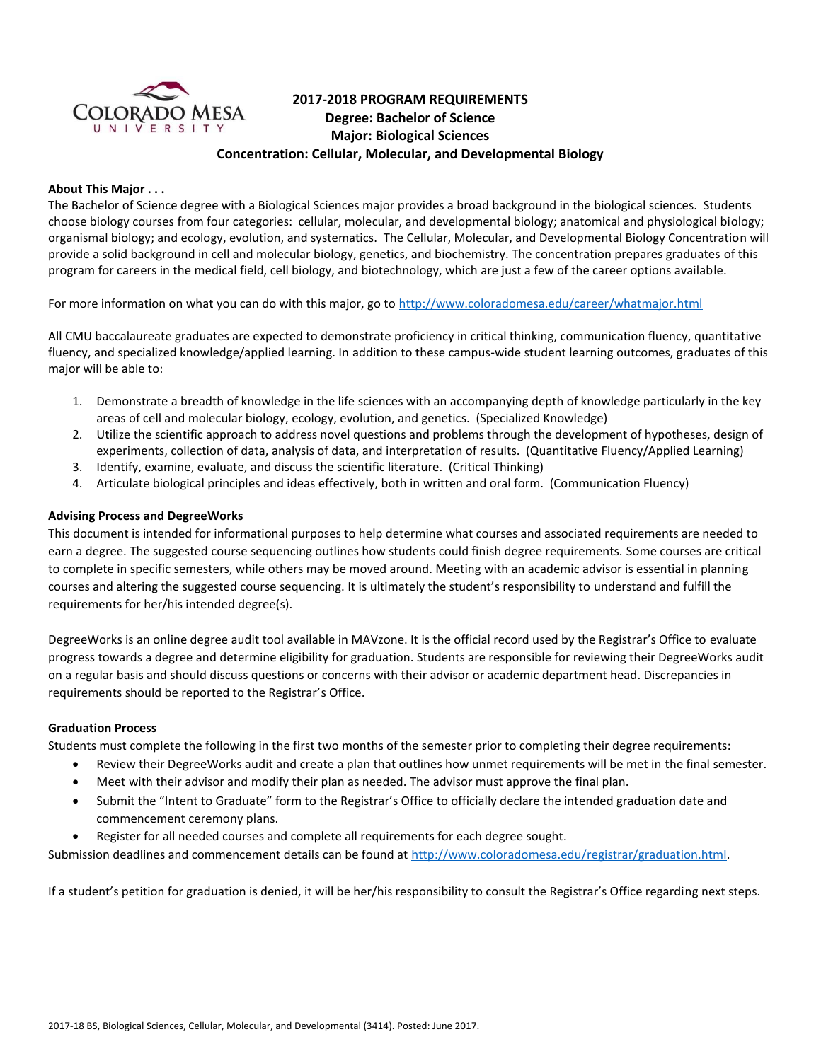# 2017-2018 PROGRAM REQUIREMENTS
## Degree: Bachelor of Science
## Major: Biological Sciences
## Concentration: Cellular, Molecular, and Developmental Biology

**About This Major . . .**

The Bachelor of Science degree with a Biological Sciences major provides a broad background in the biological sciences. Students choose biology courses from four categories: cellular, molecular, and developmental biology; anatomical and physiological biology; organismal biology; and ecology, evolution, and systematics. The Cellular, Molecular, and Developmental Biology Concentration will provide a solid background in cell and molecular biology, genetics, and biochemistry. The concentration prepares graduates of this program for careers in the medical field, cell biology, and biotechnology, which are just a few of the career options available.

For more information on what you can do with this major, go to http://www.coloradomesa.edu/career/whatmajor.html

All CMU baccalaureate graduates are expected to demonstrate proficiency in critical thinking, communication fluency, quantitative fluency, and specialized knowledge/applied learning. In addition to these campus-wide student learning outcomes, graduates of this major will be able to:

1. Demonstrate a breadth of knowledge in the life sciences with an accompanying depth of knowledge particularly in the key areas of cell and molecular biology, ecology, evolution, and genetics. (Specialized Knowledge)
2. Utilize the scientific approach to address novel questions and problems through the development of hypotheses, design of experiments, collection of data, analysis of data, and interpretation of results. (Quantitative Fluency/Applied Learning)
3. Identify, examine, evaluate, and discuss the scientific literature. (Critical Thinking)
4. Articulate biological principles and ideas effectively, both in written and oral form. (Communication Fluency)

**Advising Process and DegreeWorks**

This document is intended for informational purposes to help determine what courses and associated requirements are needed to earn a degree. The suggested course sequencing outlines how students could finish degree requirements. Some courses are critical to complete in specific semesters, while others may be moved around. Meeting with an academic advisor is essential in planning courses and altering the suggested course sequencing. It is ultimately the student's responsibility to understand and fulfill the requirements for her/his intended degree(s).

DegreeWorks is an online degree audit tool available in MAVzone. It is the official record used by the Registrar's Office to evaluate progress towards a degree and determine eligibility for graduation. Students are responsible for reviewing their DegreeWorks audit on a regular basis and should discuss questions or concerns with their advisor or academic department head. Discrepancies in requirements should be reported to the Registrar's Office.

**Graduation Process**

Students must complete the following in the first two months of the semester prior to completing their degree requirements:

- Review their DegreeWorks audit and create a plan that outlines how unmet requirements will be met in the final semester.
- Meet with their advisor and modify their plan as needed. The advisor must approve the final plan.
- Submit the "Intent to Graduate" form to the Registrar's Office to officially declare the intended graduation date and commencement ceremony plans.
- Register for all needed courses and complete all requirements for each degree sought.

Submission deadlines and commencement details can be found at http://www.coloradomesa.edu/registrar/graduation.html.

If a student's petition for graduation is denied, it will be her/his responsibility to consult the Registrar's Office regarding next steps.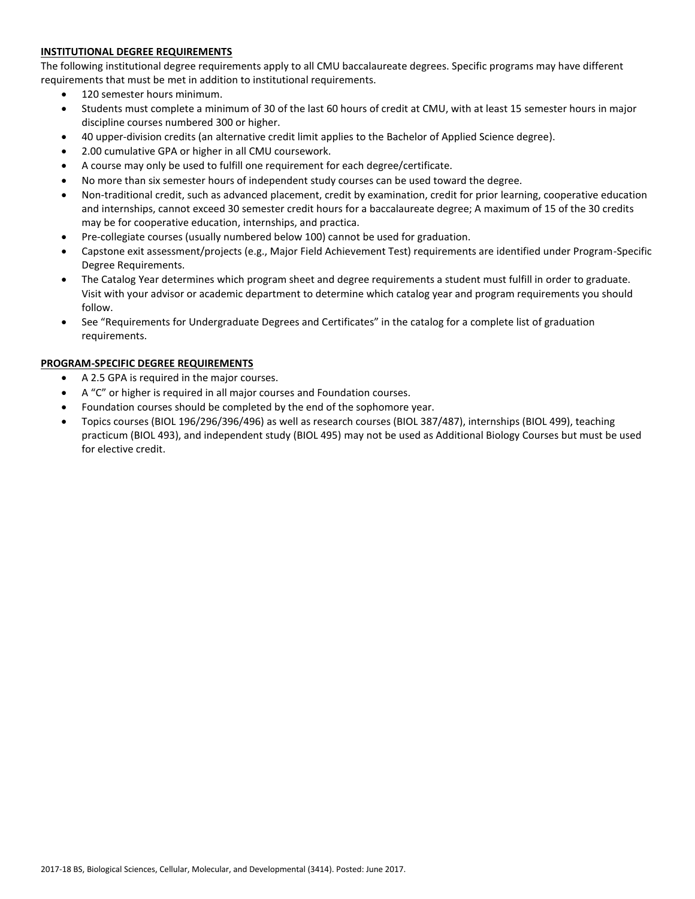## INSTITUTIONAL DEGREE REQUIREMENTS

The following institutional degree requirements apply to all CMU baccalaureate degrees. Specific programs may have different requirements that must be met in addition to institutional requirements.

- 120 semester hours minimum.
- Students must complete a minimum of 30 of the last 60 hours of credit at CMU, with at least 15 semester hours in major discipline courses numbered 300 or higher.
- 40 upper-division credits (an alternative credit limit applies to the Bachelor of Applied Science degree).
- 2.00 cumulative GPA or higher in all CMU coursework.
- A course may only be used to fulfill one requirement for each degree/certificate.
- No more than six semester hours of independent study courses can be used toward the degree.
- Non-traditional credit, such as advanced placement, credit by examination, credit for prior learning, cooperative education and internships, cannot exceed 30 semester credit hours for a baccalaureate degree; A maximum of 15 of the 30 credits may be for cooperative education, internships, and practica.
- Pre-collegiate courses (usually numbered below 100) cannot be used for graduation.
- Capstone exit assessment/projects (e.g., Major Field Achievement Test) requirements are identified under Program-Specific Degree Requirements.
- The Catalog Year determines which program sheet and degree requirements a student must fulfill in order to graduate. Visit with your advisor or academic department to determine which catalog year and program requirements you should follow.
- See "Requirements for Undergraduate Degrees and Certificates" in the catalog for a complete list of graduation requirements.

## PROGRAM-SPECIFIC DEGREE REQUIREMENTS

- A 2.5 GPA is required in the major courses.
- A "C" or higher is required in all major courses and Foundation courses.
- Foundation courses should be completed by the end of the sophomore year.
- Topics courses (BIOL 196/296/396/496) as well as research courses (BIOL 387/487), internships (BIOL 499), teaching practicum (BIOL 493), and independent study (BIOL 495) may not be used as Additional Biology Courses but must be used for elective credit.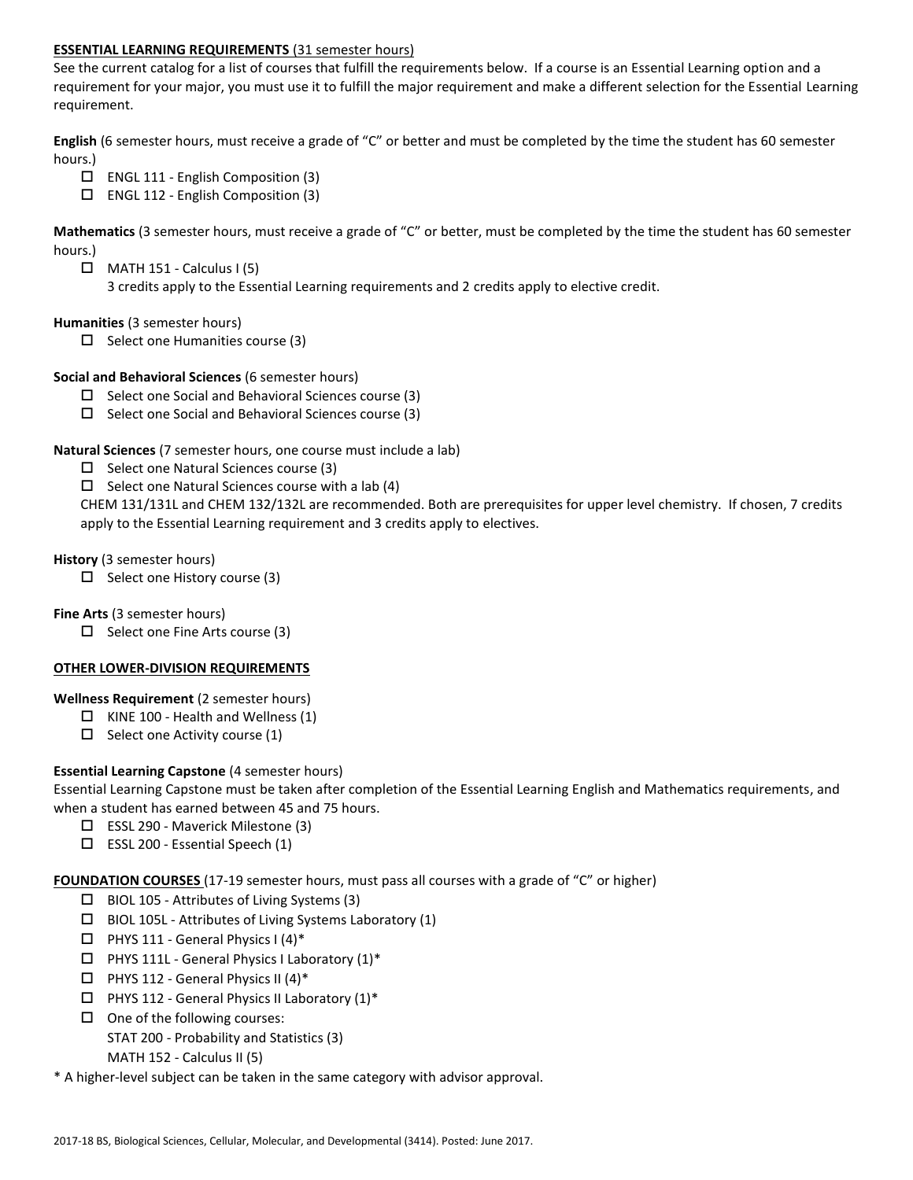**ESSENTIAL LEARNING REQUIREMENTS** (31 semester hours)

See the current catalog for a list of courses that fulfill the requirements below. If a course is an Essential Learning option and a requirement for your major, you must use it to fulfill the major requirement and make a different selection for the Essential Learning requirement.

**English** (6 semester hours, must receive a grade of "C" or better and must be completed by the time the student has 60 semester hours.)

- ☐ ENGL 111 - English Composition (3)
- ☐ ENGL 112 - English Composition (3)

**Mathematics** (3 semester hours, must receive a grade of "C" or better, must be completed by the time the student has 60 semester hours.)

- ☐ MATH 151 - Calculus I (5)
  3 credits apply to the Essential Learning requirements and 2 credits apply to elective credit.

**Humanities** (3 semester hours)

- ☐ Select one Humanities course (3)

**Social and Behavioral Sciences** (6 semester hours)

- ☐ Select one Social and Behavioral Sciences course (3)
- ☐ Select one Social and Behavioral Sciences course (3)

**Natural Sciences** (7 semester hours, one course must include a lab)

- ☐ Select one Natural Sciences course (3)
- ☐ Select one Natural Sciences course with a lab (4)

CHEM 131/131L and CHEM 132/132L are recommended. Both are prerequisites for upper level chemistry. If chosen, 7 credits apply to the Essential Learning requirement and 3 credits apply to electives.

**History** (3 semester hours)

- ☐ Select one History course (3)

**Fine Arts** (3 semester hours)

- ☐ Select one Fine Arts course (3)

**OTHER LOWER-DIVISION REQUIREMENTS**

**Wellness Requirement** (2 semester hours)

- ☐ KINE 100 - Health and Wellness (1)
- ☐ Select one Activity course (1)

**Essential Learning Capstone** (4 semester hours)

Essential Learning Capstone must be taken after completion of the Essential Learning English and Mathematics requirements, and when a student has earned between 45 and 75 hours.

- ☐ ESSL 290 - Maverick Milestone (3)
- ☐ ESSL 200 - Essential Speech (1)

**FOUNDATION COURSES** (17-19 semester hours, must pass all courses with a grade of "C" or higher)

- ☐ BIOL 105 - Attributes of Living Systems (3)
- ☐ BIOL 105L - Attributes of Living Systems Laboratory (1)
- ☐ PHYS 111 - General Physics I (4)*
- ☐ PHYS 111L - General Physics I Laboratory (1)*
- ☐ PHYS 112 - General Physics II (4)*
- ☐ PHYS 112 - General Physics II Laboratory (1)*
- ☐ One of the following courses:
  STAT 200 - Probability and Statistics (3)
  MATH 152 - Calculus II (5)

* A higher-level subject can be taken in the same category with advisor approval.

2017-18 BS, Biological Sciences, Cellular, Molecular, and Developmental (3414). Posted: June 2017.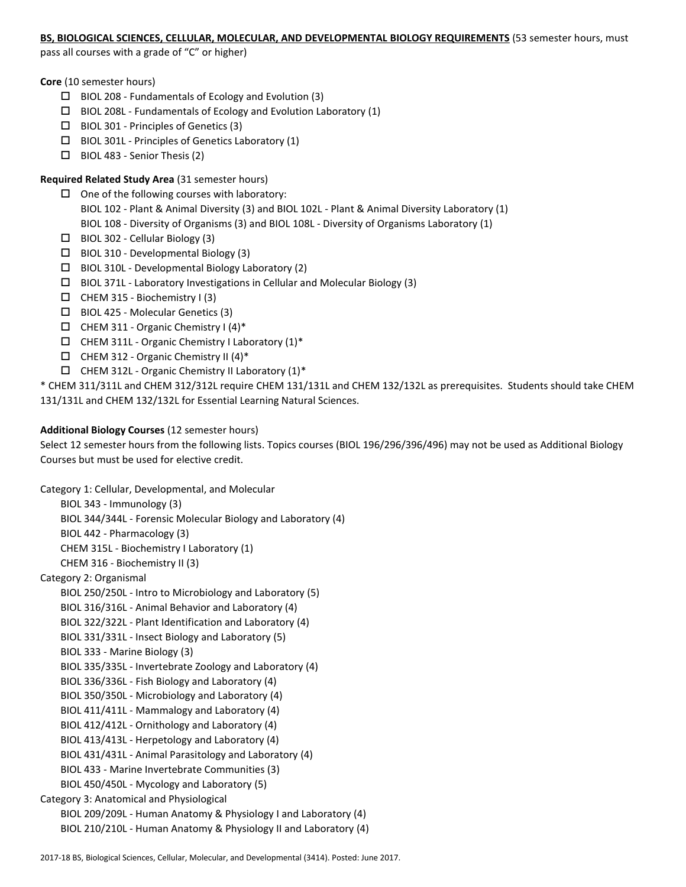**BS, BIOLOGICAL SCIENCES, CELLULAR, MOLECULAR, AND DEVELOPMENTAL BIOLOGY REQUIREMENTS** (53 semester hours, must pass all courses with a grade of "C" or higher)

**Core** (10 semester hours)

- ☐ BIOL 208 - Fundamentals of Ecology and Evolution (3)
- ☐ BIOL 208L - Fundamentals of Ecology and Evolution Laboratory (1)
- ☐ BIOL 301 - Principles of Genetics (3)
- ☐ BIOL 301L - Principles of Genetics Laboratory (1)
- ☐ BIOL 483 - Senior Thesis (2)

**Required Related Study Area** (31 semester hours)

- ☐ One of the following courses with laboratory:
  - BIOL 102 - Plant & Animal Diversity (3) and BIOL 102L - Plant & Animal Diversity Laboratory (1)
  - BIOL 108 - Diversity of Organisms (3) and BIOL 108L - Diversity of Organisms Laboratory (1)
- ☐ BIOL 302 - Cellular Biology (3)
- ☐ BIOL 310 - Developmental Biology (3)
- ☐ BIOL 310L - Developmental Biology Laboratory (2)
- ☐ BIOL 371L - Laboratory Investigations in Cellular and Molecular Biology (3)
- ☐ CHEM 315 - Biochemistry I (3)
- ☐ BIOL 425 - Molecular Genetics (3)
- ☐ CHEM 311 - Organic Chemistry I (4)*
- ☐ CHEM 311L - Organic Chemistry I Laboratory (1)*
- ☐ CHEM 312 - Organic Chemistry II (4)*
- ☐ CHEM 312L - Organic Chemistry II Laboratory (1)*

* CHEM 311/311L and CHEM 312/312L require CHEM 131/131L and CHEM 132/132L as prerequisites. Students should take CHEM 131/131L and CHEM 132/132L for Essential Learning Natural Sciences.

**Additional Biology Courses** (12 semester hours)

Select 12 semester hours from the following lists. Topics courses (BIOL 196/296/396/496) may not be used as Additional Biology Courses but must be used for elective credit.

Category 1: Cellular, Developmental, and Molecular

- BIOL 343 - Immunology (3)
- BIOL 344/344L - Forensic Molecular Biology and Laboratory (4)
- BIOL 442 - Pharmacology (3)
- CHEM 315L - Biochemistry I Laboratory (1)
- CHEM 316 - Biochemistry II (3)

Category 2: Organismal

- BIOL 250/250L - Intro to Microbiology and Laboratory (5)
- BIOL 316/316L - Animal Behavior and Laboratory (4)
- BIOL 322/322L - Plant Identification and Laboratory (4)
- BIOL 331/331L - Insect Biology and Laboratory (5)
- BIOL 333 - Marine Biology (3)
- BIOL 335/335L - Invertebrate Zoology and Laboratory (4)
- BIOL 336/336L - Fish Biology and Laboratory (4)
- BIOL 350/350L - Microbiology and Laboratory (4)
- BIOL 411/411L - Mammalogy and Laboratory (4)
- BIOL 412/412L - Ornithology and Laboratory (4)
- BIOL 413/413L - Herpetology and Laboratory (4)
- BIOL 431/431L - Animal Parasitology and Laboratory (4)
- BIOL 433 - Marine Invertebrate Communities (3)
- BIOL 450/450L - Mycology and Laboratory (5)

Category 3: Anatomical and Physiological

- BIOL 209/209L - Human Anatomy & Physiology I and Laboratory (4)
- BIOL 210/210L - Human Anatomy & Physiology II and Laboratory (4)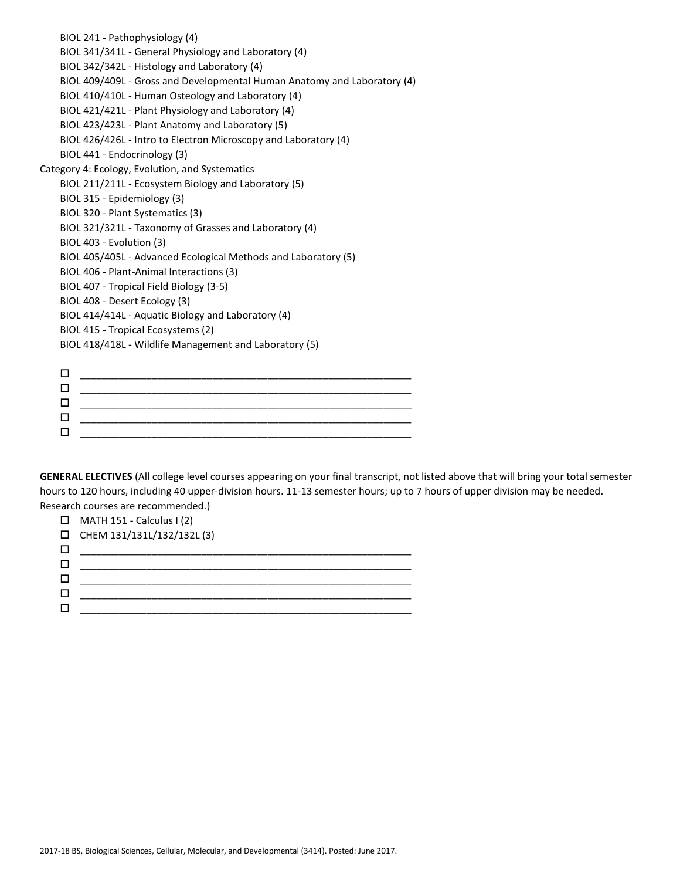- BIOL 241 - Pathophysiology (4)
- BIOL 341/341L - General Physiology and Laboratory (4)
- BIOL 342/342L - Histology and Laboratory (4)
- BIOL 409/409L - Gross and Developmental Human Anatomy and Laboratory (4)
- BIOL 410/410L - Human Osteology and Laboratory (4)
- BIOL 421/421L - Plant Physiology and Laboratory (4)
- BIOL 423/423L - Plant Anatomy and Laboratory (5)
- BIOL 426/426L - Intro to Electron Microscopy and Laboratory (4)
- BIOL 441 - Endocrinology (3)

Category 4: Ecology, Evolution, and Systematics

- BIOL 211/211L - Ecosystem Biology and Laboratory (5)
- BIOL 315 - Epidemiology (3)
- BIOL 320 - Plant Systematics (3)
- BIOL 321/321L - Taxonomy of Grasses and Laboratory (4)
- BIOL 403 - Evolution (3)
- BIOL 405/405L - Advanced Ecological Methods and Laboratory (5)
- BIOL 406 - Plant-Animal Interactions (3)
- BIOL 407 - Tropical Field Biology (3-5)
- BIOL 408 - Desert Ecology (3)
- BIOL 414/414L - Aquatic Biology and Laboratory (4)
- BIOL 415 - Tropical Ecosystems (2)
- BIOL 418/418L - Wildlife Management and Laboratory (5)

- ☐ ______________________________________________
- ☐ ______________________________________________
- ☐ ______________________________________________
- ☐ ______________________________________________
- ☐ ______________________________________________

**GENERAL ELECTIVES** (All college level courses appearing on your final transcript, not listed above that will bring your total semester hours to 120 hours, including 40 upper-division hours. 11-13 semester hours; up to 7 hours of upper division may be needed. Research courses are recommended.)

- ☐ MATH 151 - Calculus I (2)
- ☐ CHEM 131/131L/132/132L (3)
- ☐ ______________________________________________
- ☐ ______________________________________________
- ☐ ______________________________________________
- ☐ ______________________________________________
- ☐ ______________________________________________

2017-18 BS, Biological Sciences, Cellular, Molecular, and Developmental (3414). Posted: June 2017.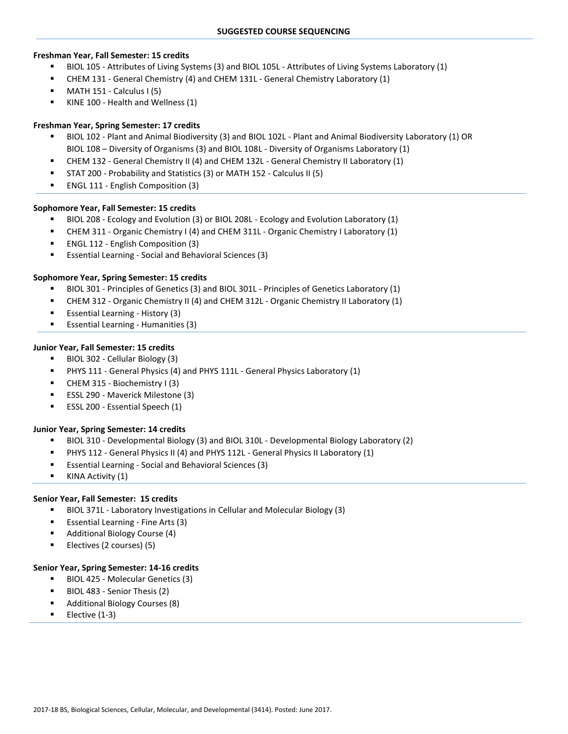## SUGGESTED COURSE SEQUENCING

**Freshman Year, Fall Semester: 15 credits**

- BIOL 105 - Attributes of Living Systems (3) and BIOL 105L - Attributes of Living Systems Laboratory (1)
- CHEM 131 - General Chemistry (4) and CHEM 131L - General Chemistry Laboratory (1)
- MATH 151 - Calculus I (5)
- KINE 100 - Health and Wellness (1)

**Freshman Year, Spring Semester: 17 credits**

- BIOL 102 - Plant and Animal Biodiversity (3) and BIOL 102L - Plant and Animal Biodiversity Laboratory (1) OR BIOL 108 – Diversity of Organisms (3) and BIOL 108L - Diversity of Organisms Laboratory (1)
- CHEM 132 - General Chemistry II (4) and CHEM 132L - General Chemistry II Laboratory (1)
- STAT 200 - Probability and Statistics (3) or MATH 152 - Calculus II (5)
- ENGL 111 - English Composition (3)

**Sophomore Year, Fall Semester: 15 credits**

- BIOL 208 - Ecology and Evolution (3) or BIOL 208L - Ecology and Evolution Laboratory (1)
- CHEM 311 - Organic Chemistry I (4) and CHEM 311L - Organic Chemistry I Laboratory (1)
- ENGL 112 - English Composition (3)
- Essential Learning - Social and Behavioral Sciences (3)

**Sophomore Year, Spring Semester: 15 credits**

- BIOL 301 - Principles of Genetics (3) and BIOL 301L - Principles of Genetics Laboratory (1)
- CHEM 312 - Organic Chemistry II (4) and CHEM 312L - Organic Chemistry II Laboratory (1)
- Essential Learning - History (3)
- Essential Learning - Humanities (3)

**Junior Year, Fall Semester: 15 credits**

- BIOL 302 - Cellular Biology (3)
- PHYS 111 - General Physics (4) and PHYS 111L - General Physics Laboratory (1)
- CHEM 315 - Biochemistry I (3)
- ESSL 290 - Maverick Milestone (3)
- ESSL 200 - Essential Speech (1)

**Junior Year, Spring Semester: 14 credits**

- BIOL 310 - Developmental Biology (3) and BIOL 310L - Developmental Biology Laboratory (2)
- PHYS 112 - General Physics II (4) and PHYS 112L - General Physics II Laboratory (1)
- Essential Learning - Social and Behavioral Sciences (3)
- KINA Activity (1)

**Senior Year, Fall Semester: 15 credits**

- BIOL 371L - Laboratory Investigations in Cellular and Molecular Biology (3)
- Essential Learning - Fine Arts (3)
- Additional Biology Course (4)
- Electives (2 courses) (5)

**Senior Year, Spring Semester: 14-16 credits**

- BIOL 425 - Molecular Genetics (3)
- BIOL 483 - Senior Thesis (2)
- Additional Biology Courses (8)
- Elective (1-3)

2017-18 BS, Biological Sciences, Cellular, Molecular, and Developmental (3414). Posted: June 2017.